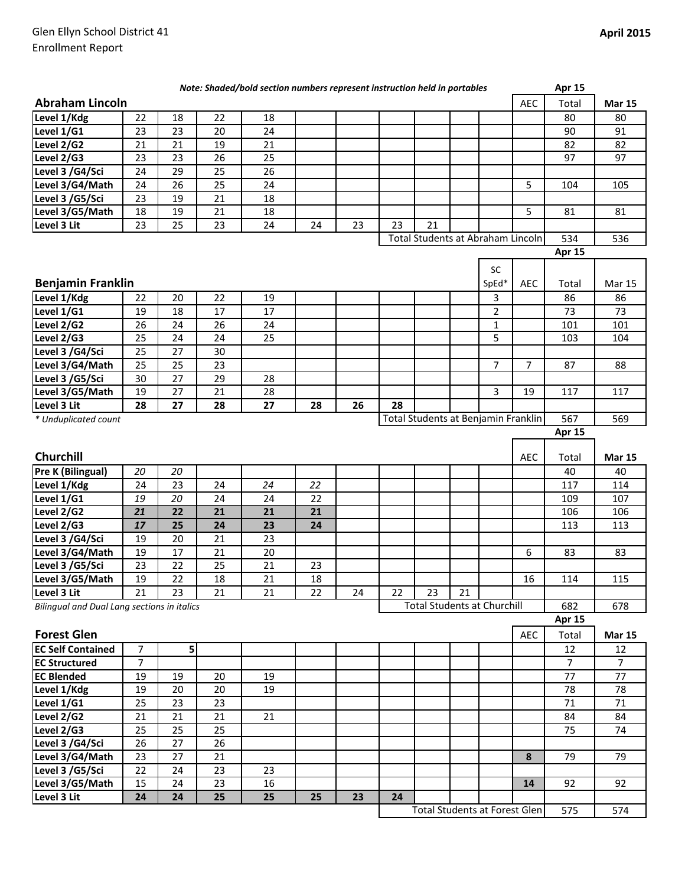Glen Ellyn School District 41
Enrollment Report

**April 2015**

***Note: Shaded/bold section numbers represent instruction held in portables***

| **Abraham Lincoln** | | | | | | | | | | | AEC | Apr 15 Total | **Mar 15** |
|---|---|---|---|---|---|---|---|---|---|---|---|---|---|
| **Level 1/Kdg** | 22 | 18 | 22 | 18 | | | | | | | | 80 | 80 |
| **Level 1/G1** | 23 | 23 | 20 | 24 | | | | | | | | 90 | 91 |
| **Level 2/G2** | 21 | 21 | 19 | 21 | | | | | | | | 82 | 82 |
| **Level 2/G3** | 23 | 23 | 26 | 25 | | | | | | | | 97 | 97 |
| **Level 3 /G4/Sci** | 24 | 29 | 25 | 26 | | | | | | | | | |
| **Level 3/G4/Math** | 24 | 26 | 25 | 24 | | | | | | | 5 | 104 | 105 |
| **Level 3 /G5/Sci** | 23 | 19 | 21 | 18 | | | | | | | | | |
| **Level 3/G5/Math** | 18 | 19 | 21 | 18 | | | | | | | 5 | 81 | 81 |
| **Level 3 Lit** | 23 | 25 | 23 | 24 | 24 | 23 | 23 | 21 | | | | | |
| | | | | | | | Total Students at Abraham Lincoln | | | | | 534 | 536 |

| **Benjamin Franklin** | | | | | | | | | | SC SpEd* | AEC | Apr 15 Total | Mar 15 |
|---|---|---|---|---|---|---|---|---|---|---|---|---|---|
| **Level 1/Kdg** | 22 | 20 | 22 | 19 | | | | | | 3 | | 86 | 86 |
| **Level 1/G1** | 19 | 18 | 17 | 17 | | | | | | 2 | | 73 | 73 |
| **Level 2/G2** | 26 | 24 | 26 | 24 | | | | | | 1 | | 101 | 101 |
| **Level 2/G3** | 25 | 24 | 24 | 25 | | | | | | 5 | | 103 | 104 |
| **Level 3 /G4/Sci** | 25 | 27 | 30 | | | | | | | | | | |
| **Level 3/G4/Math** | 25 | 25 | 23 | | | | | | | 7 | 7 | 87 | 88 |
| **Level 3 /G5/Sci** | 30 | 27 | 29 | 28 | | | | | | | | | |
| **Level 3/G5/Math** | 19 | 27 | 21 | 28 | | | | | | 3 | 19 | 117 | 117 |
| **Level 3 Lit** | **28** | **27** | **28** | **27** | **28** | **26** | **28** | | | | | | |
| *\* Unduplicated count* | | | | | | | Total Students at Benjamin Franklin | | | | | 567 | 569 |

| **Churchill** | | | | | | | | | | | AEC | Apr 15 Total | **Mar 15** |
|---|---|---|---|---|---|---|---|---|---|---|---|---|---|
| **Pre K (Bilingual)** | *20* | *20* | | | | | | | | | | 40 | 40 |
| **Level 1/Kdg** | 24 | 23 | 24 | *24* | *22* | | | | | | | 117 | 114 |
| **Level 1/G1** | *19* | *20* | 24 | 24 | 22 | | | | | | | 109 | 107 |
| **Level 2/G2** | ***21*** | **22** | **21** | **21** | **21** | | | | | | | 106 | 106 |
| **Level 2/G3** | ***17*** | **25** | **24** | **23** | **24** | | | | | | | 113 | 113 |
| **Level 3 /G4/Sci** | 19 | 20 | 21 | 23 | | | | | | | | | |
| **Level 3/G4/Math** | 19 | 17 | 21 | 20 | | | | | | | 6 | 83 | 83 |
| **Level 3 /G5/Sci** | 23 | 22 | 25 | 21 | 23 | | | | | | | | |
| **Level 3/G5/Math** | 19 | 22 | 18 | 21 | 18 | | | | | | 16 | 114 | 115 |
| **Level 3 Lit** | 21 | 23 | 21 | 21 | 22 | 24 | 22 | 23 | 21 | | | | |
| *Bilingual and Dual Lang sections in italics* | | | | | | | Total Students at Churchill | | | | | 682 | 678 |

| **Forest Glen** | | | | | | | | | | | AEC | Apr 15 Total | **Mar 15** |
|---|---|---|---|---|---|---|---|---|---|---|---|---|---|
| **EC Self Contained** | 7 | 5 | | | | | | | | | | 12 | 12 |
| **EC Structured** | 7 | | | | | | | | | | | 7 | 7 |
| **EC Blended** | 19 | 19 | 20 | 19 | | | | | | | | 77 | 77 |
| **Level 1/Kdg** | 19 | 20 | 20 | 19 | | | | | | | | 78 | 78 |
| **Level 1/G1** | 25 | 23 | 23 | | | | | | | | | 71 | 71 |
| **Level 2/G2** | 21 | 21 | 21 | 21 | | | | | | | | 84 | 84 |
| **Level 2/G3** | 25 | 25 | 25 | | | | | | | | | 75 | 74 |
| **Level 3 /G4/Sci** | 26 | 27 | 26 | | | | | | | | | | |
| **Level 3/G4/Math** | 23 | 27 | 21 | | | | | | | | **8** | 79 | 79 |
| **Level 3 /G5/Sci** | 22 | 24 | 23 | 23 | | | | | | | | | |
| **Level 3/G5/Math** | 15 | 24 | 23 | 16 | | | | | | | **14** | 92 | 92 |
| **Level 3 Lit** | **24** | **24** | **25** | **25** | **25** | **23** | **24** | | | | | | |
| | | | | | | | Total Students at Forest Glen | | | | | 575 | 574 |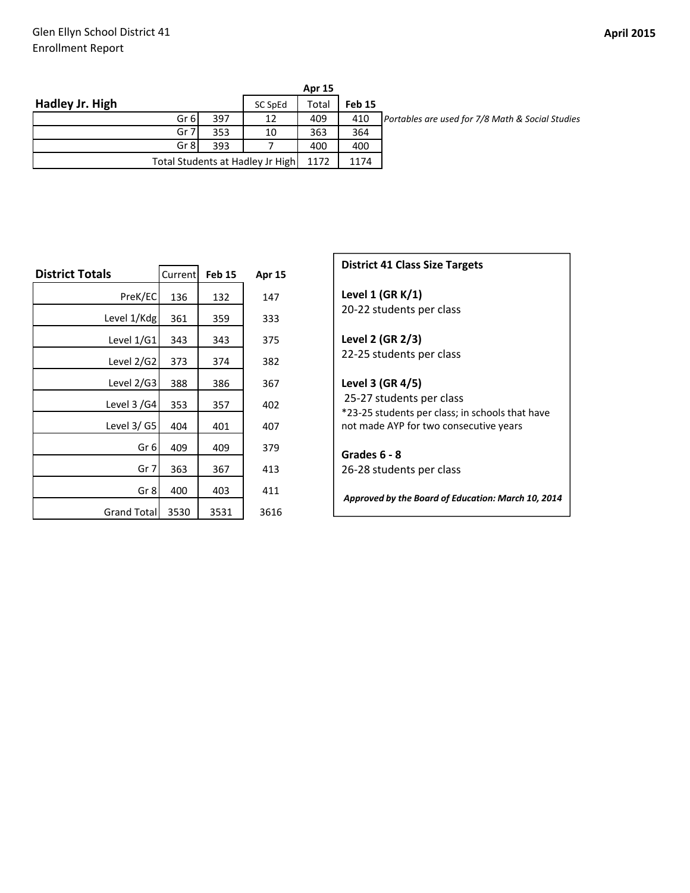Glen Ellyn School District 41
Enrollment Report

**April 2015**

## Hadley Jr. High

| | | SC SpEd | Apr 15 Total | Feb 15 |
|---|---|---|---|---|
| Gr 6 | 397 | 12 | 409 | 410 |
| Gr 7 | 353 | 10 | 363 | 364 |
| Gr 8 | 393 | 7 | 400 | 400 |
| Total Students at Hadley Jr High | | | 1172 | 1174 |

*Portables are used for 7/8 Math & Social Studies*

## District Totals

| District Totals | Current | Feb 15 | Apr 15 |
|---|---|---|---|
| PreK/EC | 136 | 132 | 147 |
| Level 1/Kdg | 361 | 359 | 333 |
| Level 1/G1 | 343 | 343 | 375 |
| Level 2/G2 | 373 | 374 | 382 |
| Level 2/G3 | 388 | 386 | 367 |
| Level 3 /G4 | 353 | 357 | 402 |
| Level 3/ G5 | 404 | 401 | 407 |
| Gr 6 | 409 | 409 | 379 |
| Gr 7 | 363 | 367 | 413 |
| Gr 8 | 400 | 403 | 411 |
| Grand Total | 3530 | 3531 | 3616 |

**District 41 Class Size Targets**

**Level 1 (GR K/1)**
20-22 students per class

**Level 2 (GR 2/3)**
22-25 students per class

**Level 3 (GR 4/5)**
25-27 students per class
*23-25 students per class; in schools that have not made AYP for two consecutive years

**Grades 6 - 8**
26-28 students per class

***Approved by the Board of Education: March 10, 2014***